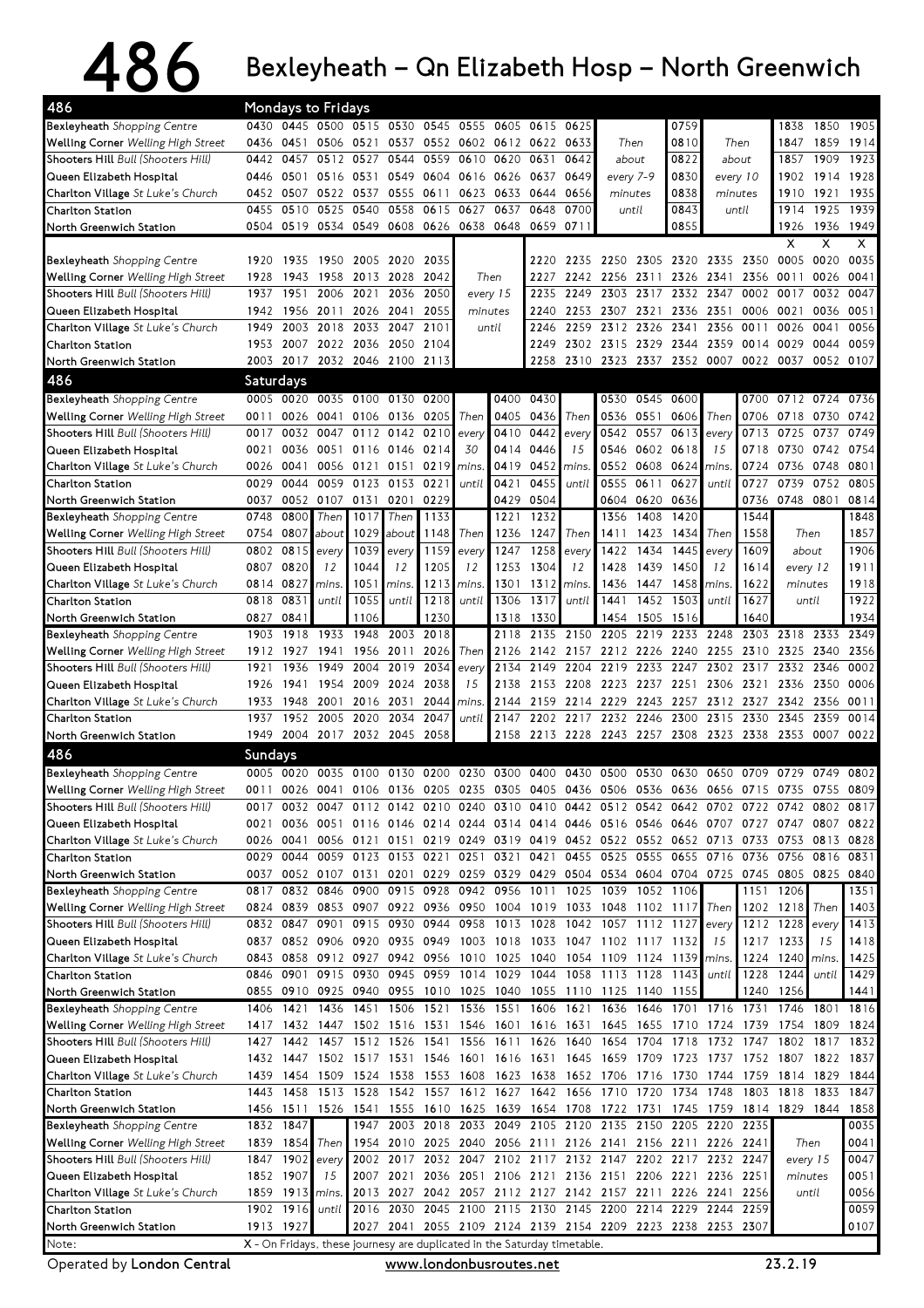# 486 Bexleyheath – Qn Elizabeth Hosp – North Greenwich

## Mondays to Fridays

| 486 | | | | | | | | | | | | | | | | | | |
|---|---|---|---|---|---|---|---|---|---|---|---|---|---|---|---|---|---|---|
| Bexleyheath *Shopping Centre* | 0430 | 0445 | 0500 | 0515 | 0530 | 0545 | 0555 | 0605 | 0615 | 0625 | | | 0759 | | | 1838 | 1850 | 1905 |
| Welling Corner *Welling High Street* | 0436 | 0451 | 0506 | 0521 | 0537 | 0552 | 0602 | 0612 | 0622 | 0633 | Then | | 0810 | Then | | 1847 | 1859 | 1914 |
| Shooters Hill *Bull (Shooters Hill)* | 0442 | 0457 | 0512 | 0527 | 0544 | 0559 | 0610 | 0620 | 0631 | 0642 | about | | 0822 | about | | 1857 | 1909 | 1923 |
| Queen Elizabeth Hospital | 0446 | 0501 | 0516 | 0531 | 0549 | 0604 | 0616 | 0626 | 0637 | 0649 | every 7-9 | | 0830 | every 10 | | 1902 | 1914 | 1928 |
| Charlton Village *St Luke's Church* | 0452 | 0507 | 0522 | 0537 | 0555 | 0611 | 0623 | 0633 | 0644 | 0656 | minutes | | 0838 | minutes | | 1910 | 1921 | 1935 |
| Charlton Station | 0455 | 0510 | 0525 | 0540 | 0558 | 0615 | 0627 | 0637 | 0648 | 0700 | until | | 0843 | until | | 1914 | 1925 | 1939 |
| North Greenwich Station | 0504 | 0519 | 0534 | 0549 | 0608 | 0626 | 0638 | 0648 | 0659 | 0711 | | | 0855 | | | 1926 | 1936 | 1949 |

| | | | | | | | | | | | | | | | | | X | X | X |
|---|---|---|---|---|---|---|---|---|---|---|---|---|---|---|---|---|---|---|---|
| Bexleyheath *Shopping Centre* | 1920 | 1935 | 1950 | 2005 | 2020 | 2035 | | 2220 | 2235 | 2250 | 2305 | 2320 | 2335 | 2350 | 0005 | 0020 | 0035 |
| Welling Corner *Welling High Street* | 1928 | 1943 | 1958 | 2013 | 2028 | 2042 | Then | 2227 | 2242 | 2256 | 2311 | 2326 | 2341 | 2356 | 0011 | 0026 | 0041 |
| Shooters Hill *Bull (Shooters Hill)* | 1937 | 1951 | 2006 | 2021 | 2036 | 2050 | every 15 | 2235 | 2249 | 2303 | 2317 | 2332 | 2347 | 0002 | 0017 | 0032 | 0047 |
| Queen Elizabeth Hospital | 1942 | 1956 | 2011 | 2026 | 2041 | 2055 | minutes | 2240 | 2253 | 2307 | 2321 | 2336 | 2351 | 0006 | 0021 | 0036 | 0051 |
| Charlton Village *St Luke's Church* | 1949 | 2003 | 2018 | 2033 | 2047 | 2101 | until | 2246 | 2259 | 2312 | 2326 | 2341 | 2356 | 0011 | 0026 | 0041 | 0056 |
| Charlton Station | 1953 | 2007 | 2022 | 2036 | 2050 | 2104 | | 2249 | 2302 | 2315 | 2329 | 2344 | 2359 | 0014 | 0029 | 0044 | 0059 |
| North Greenwich Station | 2003 | 2017 | 2032 | 2046 | 2100 | 2113 | | 2258 | 2310 | 2323 | 2337 | 2352 | 0007 | 0022 | 0037 | 0052 | 0107 |

## Saturdays

| 486 | | | | | | | | | | | | | | | | | | | |
|---|---|---|---|---|---|---|---|---|---|---|---|---|---|---|---|---|---|---|---|
| Bexleyheath *Shopping Centre* | 0005 | 0020 | 0035 | 0100 | 0130 | 0200 | | 0400 | 0430 | | 0530 | 0545 | 0600 | | 0700 | 0712 | 0724 | 0736 |
| Welling Corner *Welling High Street* | 0011 | 0026 | 0041 | 0106 | 0136 | 0205 | Then | 0405 | 0436 | Then | 0536 | 0551 | 0606 | Then | 0706 | 0718 | 0730 | 0742 |
| Shooters Hill *Bull (Shooters Hill)* | 0017 | 0032 | 0047 | 0112 | 0142 | 0210 | every | 0410 | 0442 | every | 0542 | 0557 | 0613 | every | 0713 | 0725 | 0737 | 0749 |
| Queen Elizabeth Hospital | 0021 | 0036 | 0051 | 0116 | 0146 | 0214 | 30 | 0414 | 0446 | 15 | 0546 | 0602 | 0618 | 15 | 0718 | 0730 | 0742 | 0754 |
| Charlton Village *St Luke's Church* | 0026 | 0041 | 0056 | 0121 | 0151 | 0219 | mins. | 0419 | 0452 | mins. | 0552 | 0608 | 0624 | mins. | 0724 | 0736 | 0748 | 0801 |
| Charlton Station | 0029 | 0044 | 0059 | 0123 | 0153 | 0221 | until | 0421 | 0455 | until | 0555 | 0611 | 0627 | until | 0727 | 0739 | 0752 | 0805 |
| North Greenwich Station | 0037 | 0052 | 0107 | 0131 | 0201 | 0229 | | 0429 | 0504 | | 0604 | 0620 | 0636 | | 0736 | 0748 | 0801 | 0814 |

| | | | | | | | | | | | | | | | | | |
|---|---|---|---|---|---|---|---|---|---|---|---|---|---|---|---|---|---|
| Bexleyheath *Shopping Centre* | 0748 | 0800 | Then | 1017 | Then | 1133 | | 1221 | 1232 | | 1356 | 1408 | 1420 | | 1544 | | 1848 |
| Welling Corner *Welling High Street* | 0754 | 0807 | about | 1029 | about | 1148 | Then | 1236 | 1247 | Then | 1411 | 1423 | 1434 | Then | 1558 | Then | 1857 |
| Shooters Hill *Bull (Shooters Hill)* | 0802 | 0815 | every | 1039 | every | 1159 | every | 1247 | 1258 | every | 1422 | 1434 | 1445 | every | 1609 | about | 1906 |
| Queen Elizabeth Hospital | 0807 | 0820 | 12 | 1044 | 12 | 1205 | 12 | 1253 | 1304 | 12 | 1428 | 1439 | 1450 | 12 | 1614 | every 12 | 1911 |
| Charlton Village *St Luke's Church* | 0814 | 0827 | mins. | 1051 | mins. | 1213 | mins. | 1301 | 1312 | mins. | 1436 | 1447 | 1458 | mins. | 1622 | minutes | 1918 |
| Charlton Station | 0818 | 0831 | until | 1055 | until | 1218 | until | 1306 | 1317 | until | 1441 | 1452 | 1503 | until | 1627 | until | 1922 |
| North Greenwich Station | 0827 | 0841 | | 1106 | | 1230 | | 1318 | 1330 | | 1454 | 1505 | 1516 | | 1640 | | 1934 |

| | | | | | | | | | | | | | | | | | | | |
|---|---|---|---|---|---|---|---|---|---|---|---|---|---|---|---|---|---|---|---|
| Bexleyheath *Shopping Centre* | 1903 | 1918 | 1933 | 1948 | 2003 | 2018 | | 2118 | 2135 | 2150 | 2205 | 2219 | 2233 | 2248 | 2303 | 2318 | 2333 | 2349 |
| Welling Corner *Welling High Street* | 1912 | 1927 | 1941 | 1956 | 2011 | 2026 | Then | 2126 | 2142 | 2157 | 2212 | 2226 | 2240 | 2255 | 2310 | 2325 | 2340 | 2356 |
| Shooters Hill *Bull (Shooters Hill)* | 1921 | 1936 | 1949 | 2004 | 2019 | 2034 | every | 2134 | 2149 | 2204 | 2219 | 2233 | 2247 | 2302 | 2317 | 2332 | 2346 | 0002 |
| Queen Elizabeth Hospital | 1926 | 1941 | 1954 | 2009 | 2024 | 2038 | 15 | 2138 | 2153 | 2208 | 2223 | 2237 | 2251 | 2306 | 2321 | 2336 | 2350 | 0006 |
| Charlton Village *St Luke's Church* | 1933 | 1948 | 2001 | 2016 | 2031 | 2044 | mins. | 2144 | 2159 | 2214 | 2229 | 2243 | 2257 | 2312 | 2327 | 2342 | 2356 | 0011 |
| Charlton Station | 1937 | 1952 | 2005 | 2020 | 2034 | 2047 | until | 2147 | 2202 | 2217 | 2232 | 2246 | 2300 | 2315 | 2330 | 2345 | 2359 | 0014 |
| North Greenwich Station | 1949 | 2004 | 2017 | 2032 | 2045 | 2058 | | 2158 | 2213 | 2228 | 2243 | 2257 | 2308 | 2323 | 2338 | 2353 | 0007 | 0022 |

## Sundays

| 486 | | | | | | | | | | | | | | | | | | | |
|---|---|---|---|---|---|---|---|---|---|---|---|---|---|---|---|---|---|---|---|
| Bexleyheath *Shopping Centre* | 0005 | 0020 | 0035 | 0100 | 0130 | 0200 | 0230 | 0300 | 0400 | 0430 | 0500 | 0530 | 0630 | 0650 | 0709 | 0729 | 0749 | 0802 |
| Welling Corner *Welling High Street* | 0011 | 0026 | 0041 | 0106 | 0136 | 0205 | 0235 | 0305 | 0405 | 0436 | 0506 | 0536 | 0636 | 0656 | 0715 | 0735 | 0755 | 0809 |
| Shooters Hill *Bull (Shooters Hill)* | 0017 | 0032 | 0047 | 0112 | 0142 | 0210 | 0240 | 0310 | 0410 | 0442 | 0512 | 0542 | 0642 | 0702 | 0722 | 0742 | 0802 | 0817 |
| Queen Elizabeth Hospital | 0021 | 0036 | 0051 | 0116 | 0146 | 0214 | 0244 | 0314 | 0414 | 0446 | 0516 | 0546 | 0646 | 0707 | 0727 | 0747 | 0807 | 0822 |
| Charlton Village *St Luke's Church* | 0026 | 0041 | 0056 | 0121 | 0151 | 0219 | 0249 | 0319 | 0419 | 0452 | 0522 | 0552 | 0652 | 0713 | 0733 | 0753 | 0813 | 0828 |
| Charlton Station | 0029 | 0044 | 0059 | 0123 | 0153 | 0221 | 0251 | 0321 | 0421 | 0455 | 0525 | 0555 | 0655 | 0716 | 0736 | 0756 | 0816 | 0831 |
| North Greenwich Station | 0037 | 0052 | 0107 | 0131 | 0201 | 0229 | 0259 | 0329 | 0429 | 0504 | 0534 | 0604 | 0704 | 0725 | 0745 | 0805 | 0825 | 0840 |

| | | | | | | | | | | | | | | | | | |
|---|---|---|---|---|---|---|---|---|---|---|---|---|---|---|---|---|---|
| Bexleyheath *Shopping Centre* | 0817 | 0832 | 0846 | 0900 | 0915 | 0928 | 0942 | 0956 | 1011 | 1025 | 1039 | 1052 | 1106 | | 1151 | 1206 | | 1351 |
| Welling Corner *Welling High Street* | 0824 | 0839 | 0853 | 0907 | 0922 | 0936 | 0950 | 1004 | 1019 | 1033 | 1048 | 1102 | 1117 | Then | 1202 | 1218 | Then | 1403 |
| Shooters Hill *Bull (Shooters Hill)* | 0832 | 0847 | 0901 | 0915 | 0930 | 0944 | 0958 | 1013 | 1028 | 1042 | 1057 | 1112 | 1127 | every | 1212 | 1228 | every | 1413 |
| Queen Elizabeth Hospital | 0837 | 0852 | 0906 | 0920 | 0935 | 0949 | 1003 | 1018 | 1033 | 1047 | 1102 | 1117 | 1132 | 15 | 1217 | 1233 | 15 | 1418 |
| Charlton Village *St Luke's Church* | 0843 | 0858 | 0912 | 0927 | 0942 | 0956 | 1010 | 1025 | 1040 | 1054 | 1109 | 1124 | 1139 | mins. | 1224 | 1240 | mins. | 1425 |
| Charlton Station | 0846 | 0901 | 0915 | 0930 | 0945 | 0959 | 1014 | 1029 | 1044 | 1058 | 1113 | 1128 | 1143 | until | 1228 | 1244 | until | 1429 |
| North Greenwich Station | 0855 | 0910 | 0925 | 0940 | 0955 | 1010 | 1025 | 1040 | 1055 | 1110 | 1125 | 1140 | 1155 | | 1240 | 1256 | | 1441 |

| | | | | | | | | | | | | | | | | | | |
|---|---|---|---|---|---|---|---|---|---|---|---|---|---|---|---|---|---|---|
| Bexleyheath *Shopping Centre* | 1406 | 1421 | 1436 | 1451 | 1506 | 1521 | 1536 | 1551 | 1606 | 1621 | 1636 | 1646 | 1701 | 1716 | 1731 | 1746 | 1801 | 1816 |
| Welling Corner *Welling High Street* | 1417 | 1432 | 1447 | 1502 | 1516 | 1531 | 1546 | 1601 | 1616 | 1631 | 1645 | 1655 | 1710 | 1724 | 1739 | 1754 | 1809 | 1824 |
| Shooters Hill *Bull (Shooters Hill)* | 1427 | 1442 | 1457 | 1512 | 1526 | 1541 | 1556 | 1611 | 1626 | 1640 | 1654 | 1704 | 1718 | 1732 | 1747 | 1802 | 1817 | 1832 |
| Queen Elizabeth Hospital | 1432 | 1447 | 1502 | 1517 | 1531 | 1546 | 1601 | 1616 | 1631 | 1645 | 1659 | 1709 | 1723 | 1737 | 1752 | 1807 | 1822 | 1837 |
| Charlton Village *St Luke's Church* | 1439 | 1454 | 1509 | 1524 | 1538 | 1553 | 1608 | 1623 | 1638 | 1652 | 1706 | 1716 | 1730 | 1744 | 1759 | 1814 | 1829 | 1844 |
| Charlton Station | 1443 | 1458 | 1513 | 1528 | 1542 | 1557 | 1612 | 1627 | 1642 | 1656 | 1710 | 1720 | 1734 | 1748 | 1803 | 1818 | 1833 | 1847 |
| North Greenwich Station | 1456 | 1511 | 1526 | 1541 | 1555 | 1610 | 1625 | 1639 | 1654 | 1708 | 1722 | 1731 | 1745 | 1759 | 1814 | 1829 | 1844 | 1858 |

| | | | | | | | | | | | | | | | | | |
|---|---|---|---|---|---|---|---|---|---|---|---|---|---|---|---|---|---|
| Bexleyheath *Shopping Centre* | 1832 | 1847 | | 1947 | 2003 | 2018 | 2033 | 2049 | 2105 | 2120 | 2135 | 2150 | 2205 | 2220 | 2235 | | 0035 |
| Welling Corner *Welling High Street* | 1839 | 1854 | Then | 1954 | 2010 | 2025 | 2040 | 2056 | 2111 | 2126 | 2141 | 2156 | 2211 | 2226 | 2241 | Then | 0041 |
| Shooters Hill *Bull (Shooters Hill)* | 1847 | 1902 | every | 2002 | 2017 | 2032 | 2047 | 2102 | 2117 | 2132 | 2147 | 2202 | 2217 | 2232 | 2247 | every 15 | 0047 |
| Queen Elizabeth Hospital | 1852 | 1907 | 15 | 2007 | 2021 | 2036 | 2051 | 2106 | 2121 | 2136 | 2151 | 2206 | 2221 | 2236 | 2251 | minutes | 0051 |
| Charlton Village *St Luke's Church* | 1859 | 1913 | mins. | 2013 | 2027 | 2042 | 2057 | 2112 | 2127 | 2142 | 2157 | 2211 | 2226 | 2241 | 2256 | until | 0056 |
| Charlton Station | 1902 | 1916 | until | 2016 | 2030 | 2045 | 2100 | 2115 | 2130 | 2145 | 2200 | 2214 | 2229 | 2244 | 2259 | | 0059 |
| North Greenwich Station | 1913 | 1927 | | 2027 | 2041 | 2055 | 2109 | 2124 | 2139 | 2154 | 2209 | 2223 | 2238 | 2253 | 2307 | | 0107 |

Note: X - On Fridays, these journeys are duplicated in the Saturday timetable.

Operated by **London Central** www.londonbusroutes.net 23.2.19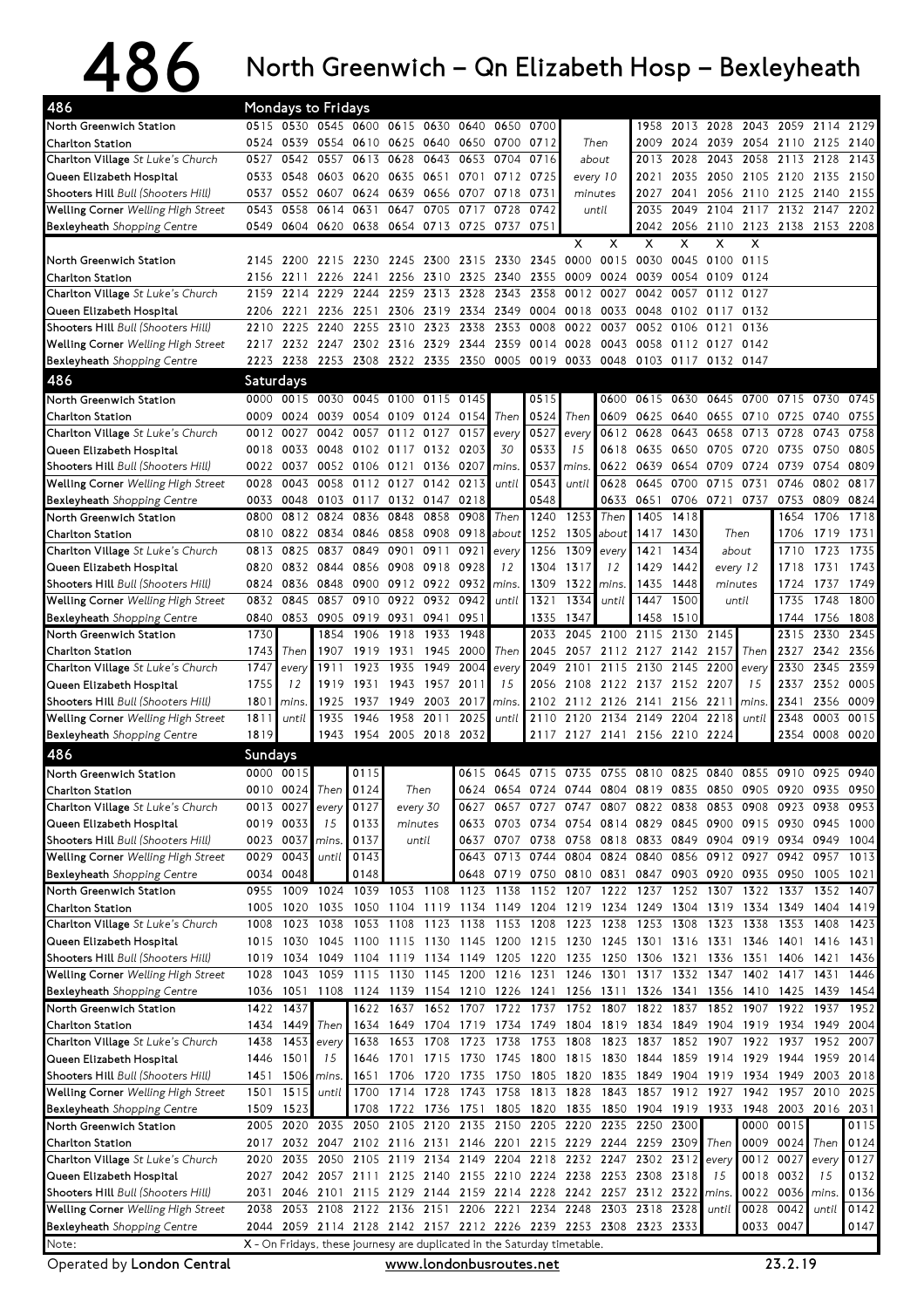# 486 North Greenwich – Qn Elizabeth Hosp – Bexleyheath

## Mondays to Fridays

| 486 | | | | | | | | | | | | | | | | | |
|---|---|---|---|---|---|---|---|---|---|---|---|---|---|---|---|---|---|
| North Greenwich Station | 0515 | 0530 | 0545 | 0600 | 0615 | 0630 | 0640 | 0650 | 0700 | | 1958 | 2013 | 2028 | 2043 | 2059 | 2114 | 2129 |
| Charlton Station | 0524 | 0539 | 0554 | 0610 | 0625 | 0640 | 0650 | 0700 | 0712 | Then | 2009 | 2024 | 2039 | 2054 | 2110 | 2125 | 2140 |
| Charlton Village St Luke's Church | 0527 | 0542 | 0557 | 0613 | 0628 | 0643 | 0653 | 0704 | 0716 | about | 2013 | 2028 | 2043 | 2058 | 2113 | 2128 | 2143 |
| Queen Elizabeth Hospital | 0533 | 0548 | 0603 | 0620 | 0635 | 0651 | 0701 | 0712 | 0725 | every 10 | 2021 | 2035 | 2050 | 2105 | 2120 | 2135 | 2150 |
| Shooters Hill Bull (Shooters Hill) | 0537 | 0552 | 0607 | 0624 | 0639 | 0656 | 0707 | 0718 | 0731 | minutes | 2027 | 2041 | 2056 | 2110 | 2125 | 2140 | 2155 |
| Welling Corner Welling High Street | 0543 | 0558 | 0614 | 0631 | 0647 | 0705 | 0717 | 0728 | 0742 | until | 2035 | 2049 | 2104 | 2117 | 2132 | 2147 | 2202 |
| Bexleyheath Shopping Centre | 0549 | 0604 | 0620 | 0638 | 0654 | 0713 | 0725 | 0737 | 0751 | | 2042 | 2056 | 2110 | 2123 | 2138 | 2153 | 2208 |

| | | | | | | | | | | X | X | X | X | X | X |
|---|---|---|---|---|---|---|---|---|---|---|---|---|---|---|---|
| North Greenwich Station | 2145 | 2200 | 2215 | 2230 | 2245 | 2300 | 2315 | 2330 | 2345 | 0000 | 0015 | 0030 | 0045 | 0100 | 0115 |
| Charlton Station | 2156 | 2211 | 2226 | 2241 | 2256 | 2310 | 2325 | 2340 | 2355 | 0009 | 0024 | 0039 | 0054 | 0109 | 0124 |
| Charlton Village St Luke's Church | 2159 | 2214 | 2229 | 2244 | 2259 | 2313 | 2328 | 2343 | 2358 | 0012 | 0027 | 0042 | 0057 | 0112 | 0127 |
| Queen Elizabeth Hospital | 2206 | 2221 | 2236 | 2251 | 2306 | 2319 | 2334 | 2349 | 0004 | 0018 | 0033 | 0048 | 0102 | 0117 | 0132 |
| Shooters Hill Bull (Shooters Hill) | 2210 | 2225 | 2240 | 2255 | 2310 | 2323 | 2338 | 2353 | 0008 | 0022 | 0037 | 0052 | 0106 | 0121 | 0136 |
| Welling Corner Welling High Street | 2217 | 2232 | 2247 | 2302 | 2316 | 2329 | 2344 | 2359 | 0014 | 0028 | 0043 | 0058 | 0112 | 0127 | 0142 |
| Bexleyheath Shopping Centre | 2223 | 2238 | 2253 | 2308 | 2322 | 2335 | 2350 | 0005 | 0019 | 0033 | 0048 | 0103 | 0117 | 0132 | 0147 |

## Saturdays

| 486 | | | | | | | | | | | | | | | | | | | |
|---|---|---|---|---|---|---|---|---|---|---|---|---|---|---|---|---|---|---|---|
| North Greenwich Station | 0000 | 0015 | 0030 | 0045 | 0100 | 0115 | 0145 | | 0515 | | 0600 | 0615 | 0630 | 0645 | 0700 | 0715 | 0730 | 0745 |
| Charlton Station | 0009 | 0024 | 0039 | 0054 | 0109 | 0124 | 0154 | Then | 0524 | Then | 0609 | 0625 | 0640 | 0655 | 0710 | 0725 | 0740 | 0755 |
| Charlton Village St Luke's Church | 0012 | 0027 | 0042 | 0057 | 0112 | 0127 | 0157 | every | 0527 | every | 0612 | 0628 | 0643 | 0658 | 0713 | 0728 | 0743 | 0758 |
| Queen Elizabeth Hospital | 0018 | 0033 | 0048 | 0102 | 0117 | 0132 | 0203 | 30 | 0533 | 15 | 0618 | 0635 | 0650 | 0705 | 0720 | 0735 | 0750 | 0805 |
| Shooters Hill Bull (Shooters Hill) | 0022 | 0037 | 0052 | 0106 | 0121 | 0136 | 0207 | mins. | 0537 | mins. | 0622 | 0639 | 0654 | 0709 | 0724 | 0739 | 0754 | 0809 |
| Welling Corner Welling High Street | 0028 | 0043 | 0058 | 0112 | 0127 | 0142 | 0213 | until | 0543 | until | 0628 | 0645 | 0700 | 0715 | 0731 | 0746 | 0802 | 0817 |
| Bexleyheath Shopping Centre | 0033 | 0048 | 0103 | 0117 | 0132 | 0147 | 0218 | | 0548 | | 0633 | 0651 | 0706 | 0721 | 0737 | 0753 | 0809 | 0824 |

| | | | | | | | | | | | | | | | | | |
|---|---|---|---|---|---|---|---|---|---|---|---|---|---|---|---|---|---|
| North Greenwich Station | 0800 | 0812 | 0824 | 0836 | 0848 | 0858 | 0908 | Then | 1240 | 1253 | Then | 1405 | 1418 | | 1654 | 1706 | 1718 |
| Charlton Station | 0810 | 0822 | 0834 | 0846 | 0858 | 0908 | 0918 | about | 1252 | 1305 | about | 1417 | 1430 | Then | 1706 | 1719 | 1731 |
| Charlton Village St Luke's Church | 0813 | 0825 | 0837 | 0849 | 0901 | 0911 | 0921 | every | 1256 | 1309 | every | 1421 | 1434 | about | 1710 | 1723 | 1735 |
| Queen Elizabeth Hospital | 0820 | 0832 | 0844 | 0856 | 0908 | 0918 | 0928 | 12 | 1304 | 1317 | 12 | 1429 | 1442 | every 12 | 1718 | 1731 | 1743 |
| Shooters Hill Bull (Shooters Hill) | 0824 | 0836 | 0848 | 0900 | 0912 | 0922 | 0932 | mins. | 1309 | 1322 | mins. | 1435 | 1448 | minutes | 1724 | 1737 | 1749 |
| Welling Corner Welling High Street | 0832 | 0845 | 0857 | 0910 | 0922 | 0932 | 0942 | until | 1321 | 1334 | until | 1447 | 1500 | until | 1735 | 1748 | 1800 |
| Bexleyheath Shopping Centre | 0840 | 0853 | 0905 | 0919 | 0931 | 0941 | 0951 | | 1335 | 1347 | | 1458 | 1510 | | 1744 | 1756 | 1808 |

| | | | | | | | | | | | | | | | | | | |
|---|---|---|---|---|---|---|---|---|---|---|---|---|---|---|---|---|---|---|
| North Greenwich Station | 1730 | | 1854 | 1906 | 1918 | 1933 | 1948 | | 2033 | 2045 | 2100 | 2115 | 2130 | 2145 | | 2315 | 2330 | 2345 |
| Charlton Station | 1743 | Then | 1907 | 1919 | 1931 | 1945 | 2000 | Then | 2045 | 2057 | 2112 | 2127 | 2142 | 2157 | Then | 2327 | 2342 | 2356 |
| Charlton Village St Luke's Church | 1747 | every | 1911 | 1923 | 1935 | 1949 | 2004 | every | 2049 | 2101 | 2115 | 2130 | 2145 | 2200 | every | 2330 | 2345 | 2359 |
| Queen Elizabeth Hospital | 1755 | 12 | 1919 | 1931 | 1943 | 1957 | 2011 | 15 | 2056 | 2108 | 2122 | 2137 | 2152 | 2207 | 15 | 2337 | 2352 | 0005 |
| Shooters Hill Bull (Shooters Hill) | 1801 | mins. | 1925 | 1937 | 1949 | 2003 | 2017 | mins. | 2102 | 2112 | 2126 | 2141 | 2156 | 2211 | mins. | 2341 | 2356 | 0009 |
| Welling Corner Welling High Street | 1811 | until | 1935 | 1946 | 1958 | 2011 | 2025 | until | 2110 | 2120 | 2134 | 2149 | 2204 | 2218 | until | 2348 | 0003 | 0015 |
| Bexleyheath Shopping Centre | 1819 | | 1943 | 1954 | 2005 | 2018 | 2032 | | 2117 | 2127 | 2141 | 2156 | 2210 | 2224 | | 2354 | 0008 | 0020 |

## Sundays

| 486 | | | | | | | | | | | | | | | | | | |
|---|---|---|---|---|---|---|---|---|---|---|---|---|---|---|---|---|---|---|
| North Greenwich Station | 0000 | 0015 | | 0115 | | 0615 | 0645 | 0715 | 0735 | 0755 | 0810 | 0825 | 0840 | 0855 | 0910 | 0925 | 0940 |
| Charlton Station | 0010 | 0024 | Then | 0124 | Then | 0624 | 0654 | 0724 | 0744 | 0804 | 0819 | 0835 | 0850 | 0905 | 0920 | 0935 | 0950 |
| Charlton Village St Luke's Church | 0013 | 0027 | every | 0127 | every 30 | 0627 | 0657 | 0727 | 0747 | 0807 | 0822 | 0838 | 0853 | 0908 | 0923 | 0938 | 0953 |
| Queen Elizabeth Hospital | 0019 | 0033 | 15 | 0133 | minutes | 0633 | 0703 | 0734 | 0754 | 0814 | 0829 | 0845 | 0900 | 0915 | 0930 | 0945 | 1000 |
| Shooters Hill Bull (Shooters Hill) | 0023 | 0037 | mins. | 0137 | until | 0637 | 0707 | 0738 | 0758 | 0818 | 0833 | 0849 | 0904 | 0919 | 0934 | 0949 | 1004 |
| Welling Corner Welling High Street | 0029 | 0043 | until | 0143 | | 0643 | 0713 | 0744 | 0804 | 0824 | 0840 | 0856 | 0912 | 0927 | 0942 | 0957 | 1013 |
| Bexleyheath Shopping Centre | 0034 | 0048 | | 0148 | | 0648 | 0719 | 0750 | 0810 | 0831 | 0847 | 0903 | 0920 | 0935 | 0950 | 1005 | 1021 |

| | | | | | | | | | | | | | | | | | | |
|---|---|---|---|---|---|---|---|---|---|---|---|---|---|---|---|---|---|---|
| North Greenwich Station | 0955 | 1009 | 1024 | 1039 | 1053 | 1108 | 1123 | 1138 | 1152 | 1207 | 1222 | 1237 | 1252 | 1307 | 1322 | 1337 | 1352 | 1407 |
| Charlton Station | 1005 | 1020 | 1035 | 1050 | 1104 | 1119 | 1134 | 1149 | 1204 | 1219 | 1234 | 1249 | 1304 | 1319 | 1334 | 1349 | 1404 | 1419 |
| Charlton Village St Luke's Church | 1008 | 1023 | 1038 | 1053 | 1108 | 1123 | 1138 | 1153 | 1208 | 1223 | 1238 | 1253 | 1308 | 1323 | 1338 | 1353 | 1408 | 1423 |
| Queen Elizabeth Hospital | 1015 | 1030 | 1045 | 1100 | 1115 | 1130 | 1145 | 1200 | 1215 | 1230 | 1245 | 1301 | 1316 | 1331 | 1346 | 1401 | 1416 | 1431 |
| Shooters Hill Bull (Shooters Hill) | 1019 | 1034 | 1049 | 1104 | 1119 | 1134 | 1149 | 1205 | 1220 | 1235 | 1250 | 1306 | 1321 | 1336 | 1351 | 1406 | 1421 | 1436 |
| Welling Corner Welling High Street | 1028 | 1043 | 1059 | 1115 | 1130 | 1145 | 1200 | 1216 | 1231 | 1246 | 1301 | 1317 | 1332 | 1347 | 1402 | 1417 | 1431 | 1446 |
| Bexleyheath Shopping Centre | 1036 | 1051 | 1108 | 1124 | 1139 | 1154 | 1210 | 1226 | 1241 | 1256 | 1311 | 1326 | 1341 | 1356 | 1410 | 1425 | 1439 | 1454 |

| | | | | | | | | | | | | | | | | | | |
|---|---|---|---|---|---|---|---|---|---|---|---|---|---|---|---|---|---|---|
| North Greenwich Station | 1422 | 1437 | | 1622 | 1637 | 1652 | 1707 | 1722 | 1737 | 1752 | 1807 | 1822 | 1837 | 1852 | 1907 | 1922 | 1937 | 1952 |
| Charlton Station | 1434 | 1449 | Then | 1634 | 1649 | 1704 | 1719 | 1734 | 1749 | 1804 | 1819 | 1834 | 1849 | 1904 | 1919 | 1934 | 1949 | 2004 |
| Charlton Village St Luke's Church | 1438 | 1453 | every | 1638 | 1653 | 1708 | 1723 | 1738 | 1753 | 1808 | 1823 | 1837 | 1852 | 1907 | 1922 | 1937 | 1952 | 2007 |
| Queen Elizabeth Hospital | 1446 | 1501 | 15 | 1646 | 1701 | 1715 | 1730 | 1745 | 1800 | 1815 | 1830 | 1844 | 1859 | 1914 | 1929 | 1944 | 1959 | 2014 |
| Shooters Hill Bull (Shooters Hill) | 1451 | 1506 | mins. | 1651 | 1706 | 1720 | 1735 | 1750 | 1805 | 1820 | 1835 | 1849 | 1904 | 1919 | 1934 | 1949 | 2003 | 2018 |
| Welling Corner Welling High Street | 1501 | 1515 | until | 1700 | 1714 | 1728 | 1743 | 1758 | 1813 | 1828 | 1843 | 1857 | 1912 | 1927 | 1942 | 1957 | 2010 | 2025 |
| Bexleyheath Shopping Centre | 1509 | 1523 | | 1708 | 1722 | 1736 | 1751 | 1805 | 1820 | 1835 | 1850 | 1904 | 1919 | 1933 | 1948 | 2003 | 2016 | 2031 |

| | | | | | | | | | | | | | | | | | | |
|---|---|---|---|---|---|---|---|---|---|---|---|---|---|---|---|---|---|---|
| North Greenwich Station | 2005 | 2020 | 2035 | 2050 | 2105 | 2120 | 2135 | 2150 | 2205 | 2220 | 2235 | 2250 | 2300 | | 0000 | 0015 | | 0115 |
| Charlton Station | 2017 | 2032 | 2047 | 2102 | 2116 | 2131 | 2146 | 2201 | 2215 | 2229 | 2244 | 2259 | 2309 | Then | 0009 | 0024 | Then | 0124 |
| Charlton Village St Luke's Church | 2020 | 2035 | 2050 | 2105 | 2119 | 2134 | 2149 | 2204 | 2218 | 2232 | 2247 | 2302 | 2312 | every | 0012 | 0027 | every | 0127 |
| Queen Elizabeth Hospital | 2027 | 2042 | 2057 | 2111 | 2125 | 2140 | 2155 | 2210 | 2224 | 2238 | 2253 | 2308 | 2318 | 15 | 0018 | 0032 | 15 | 0132 |
| Shooters Hill Bull (Shooters Hill) | 2031 | 2046 | 2101 | 2115 | 2129 | 2144 | 2159 | 2214 | 2228 | 2242 | 2257 | 2312 | 2322 | mins. | 0022 | 0036 | mins. | 0136 |
| Welling Corner Welling High Street | 2038 | 2053 | 2108 | 2122 | 2136 | 2151 | 2206 | 2221 | 2234 | 2248 | 2303 | 2318 | 2328 | until | 0028 | 0042 | until | 0142 |
| Bexleyheath Shopping Centre | 2044 | 2059 | 2114 | 2128 | 2142 | 2157 | 2212 | 2226 | 2239 | 2253 | 2308 | 2323 | 2333 | | 0033 | 0047 | | 0147 |

Note: X - On Fridays, these journeys are duplicated in the Saturday timetable.

Operated by **London Central** www.londonbusroutes.net 23.2.19